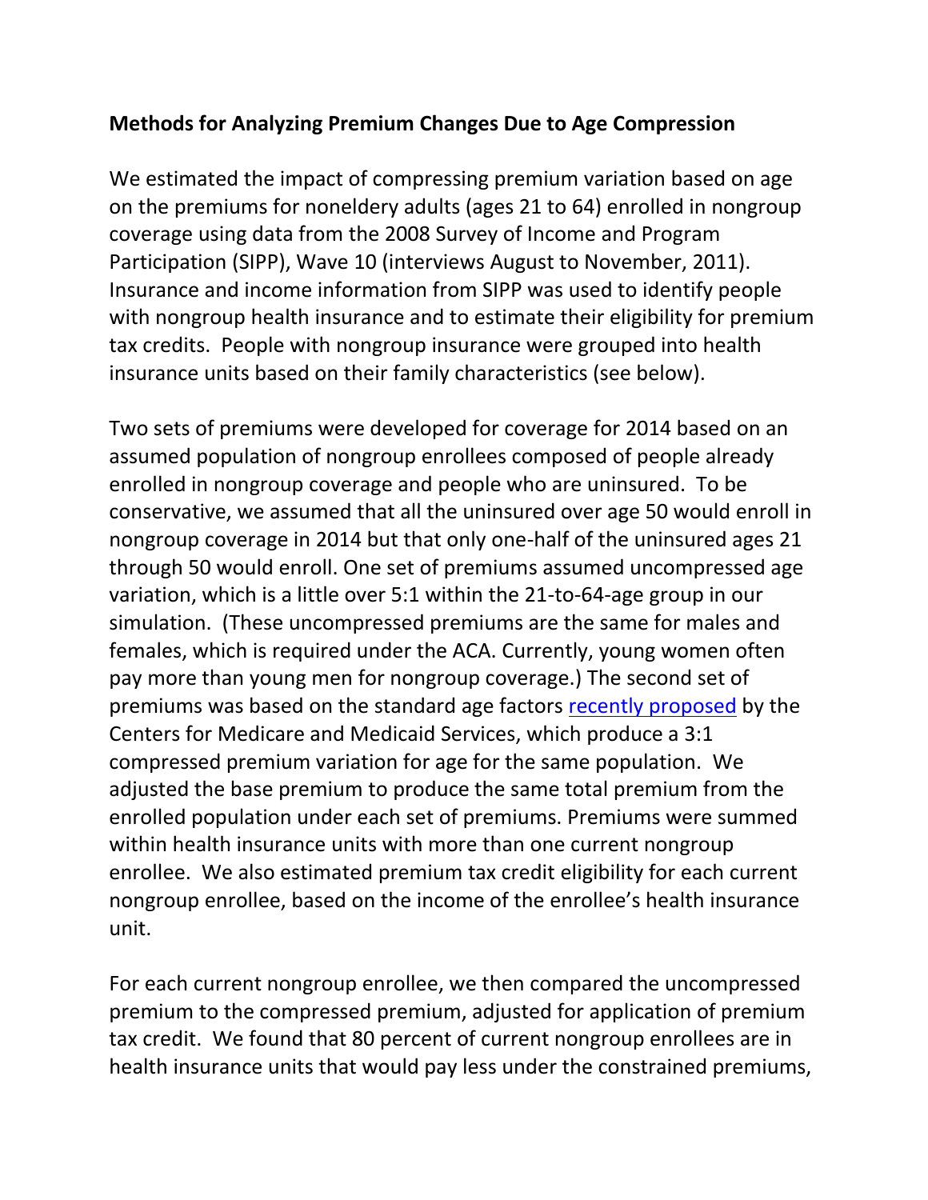**Methods for Analyzing Premium Changes Due to Age Compression**

We estimated the impact of compressing premium variation based on age on the premiums for noneldery adults (ages 21 to 64) enrolled in nongroup coverage using data from the 2008 Survey of Income and Program Participation (SIPP), Wave 10 (interviews August to November, 2011). Insurance and income information from SIPP was used to identify people with nongroup health insurance and to estimate their eligibility for premium tax credits. People with nongroup insurance were grouped into health insurance units based on their family characteristics (see below).

Two sets of premiums were developed for coverage for 2014 based on an assumed population of nongroup enrollees composed of people already enrolled in nongroup coverage and people who are uninsured. To be conservative, we assumed that all the uninsured over age 50 would enroll in nongroup coverage in 2014 but that only one-half of the uninsured ages 21 through 50 would enroll. One set of premiums assumed uncompressed age variation, which is a little over 5:1 within the 21-to-64-age group in our simulation. (These uncompressed premiums are the same for males and females, which is required under the ACA. Currently, young women often pay more than young men for nongroup coverage.) The second set of premiums was based on the standard age factors recently proposed by the Centers for Medicare and Medicaid Services, which produce a 3:1 compressed premium variation for age for the same population. We adjusted the base premium to produce the same total premium from the enrolled population under each set of premiums. Premiums were summed within health insurance units with more than one current nongroup enrollee. We also estimated premium tax credit eligibility for each current nongroup enrollee, based on the income of the enrollee's health insurance unit.

For each current nongroup enrollee, we then compared the uncompressed premium to the compressed premium, adjusted for application of premium tax credit. We found that 80 percent of current nongroup enrollees are in health insurance units that would pay less under the constrained premiums,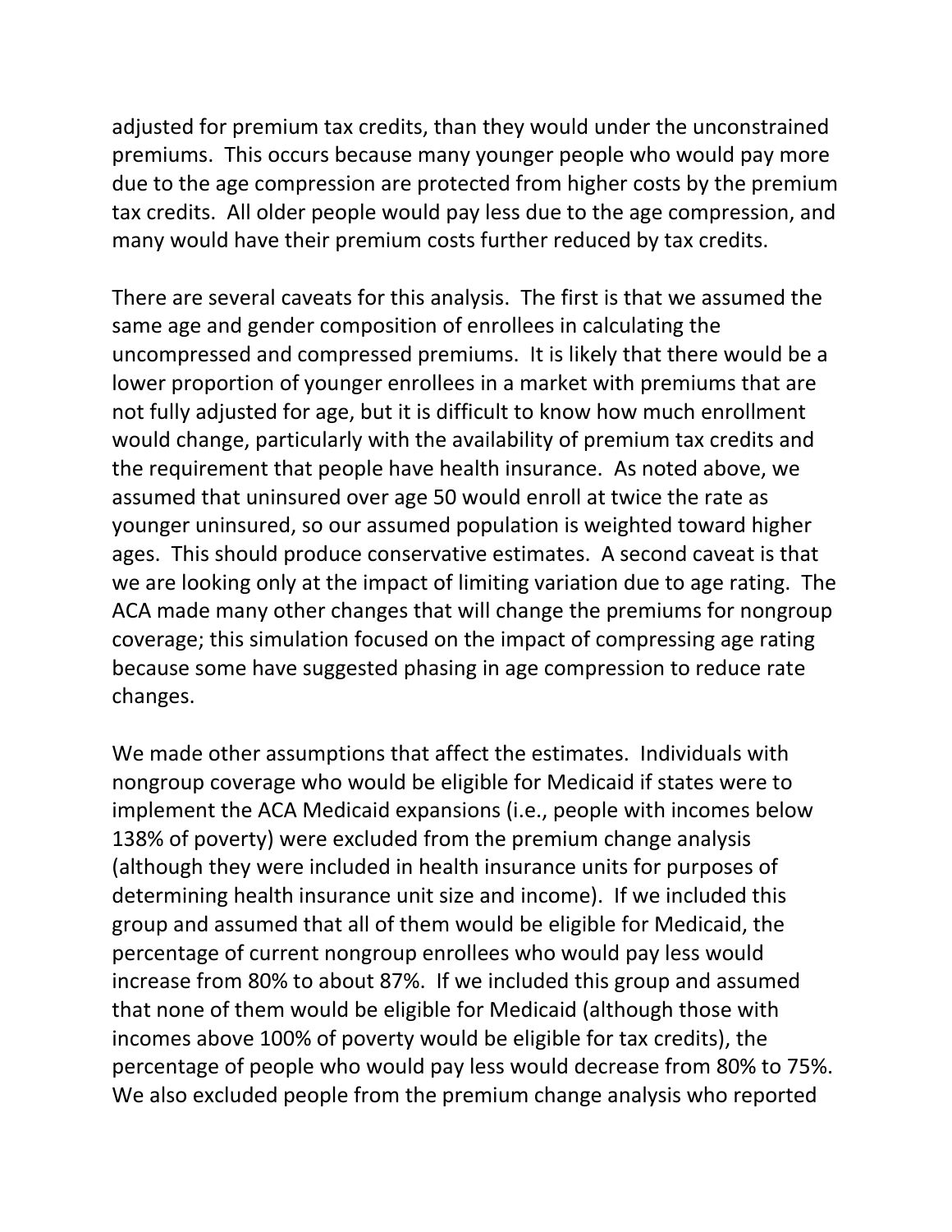adjusted for premium tax credits, than they would under the unconstrained premiums. This occurs because many younger people who would pay more due to the age compression are protected from higher costs by the premium tax credits. All older people would pay less due to the age compression, and many would have their premium costs further reduced by tax credits.

There are several caveats for this analysis. The first is that we assumed the same age and gender composition of enrollees in calculating the uncompressed and compressed premiums. It is likely that there would be a lower proportion of younger enrollees in a market with premiums that are not fully adjusted for age, but it is difficult to know how much enrollment would change, particularly with the availability of premium tax credits and the requirement that people have health insurance. As noted above, we assumed that uninsured over age 50 would enroll at twice the rate as younger uninsured, so our assumed population is weighted toward higher ages. This should produce conservative estimates. A second caveat is that we are looking only at the impact of limiting variation due to age rating. The ACA made many other changes that will change the premiums for nongroup coverage; this simulation focused on the impact of compressing age rating because some have suggested phasing in age compression to reduce rate changes.

We made other assumptions that affect the estimates. Individuals with nongroup coverage who would be eligible for Medicaid if states were to implement the ACA Medicaid expansions (i.e., people with incomes below 138% of poverty) were excluded from the premium change analysis (although they were included in health insurance units for purposes of determining health insurance unit size and income). If we included this group and assumed that all of them would be eligible for Medicaid, the percentage of current nongroup enrollees who would pay less would increase from 80% to about 87%. If we included this group and assumed that none of them would be eligible for Medicaid (although those with incomes above 100% of poverty would be eligible for tax credits), the percentage of people who would pay less would decrease from 80% to 75%. We also excluded people from the premium change analysis who reported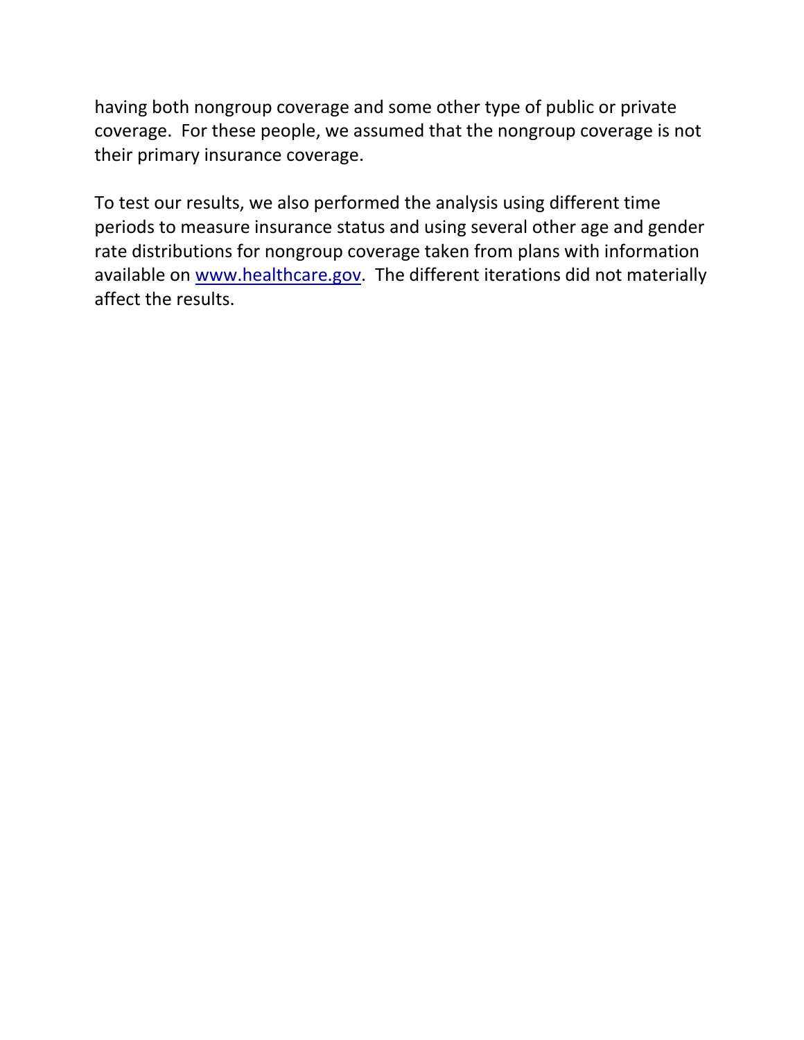having both nongroup coverage and some other type of public or private coverage. For these people, we assumed that the nongroup coverage is not their primary insurance coverage.

To test our results, we also performed the analysis using different time periods to measure insurance status and using several other age and gender rate distributions for nongroup coverage taken from plans with information available on [www.healthcare.gov](http://www.healthcare.gov). The different iterations did not materially affect the results.